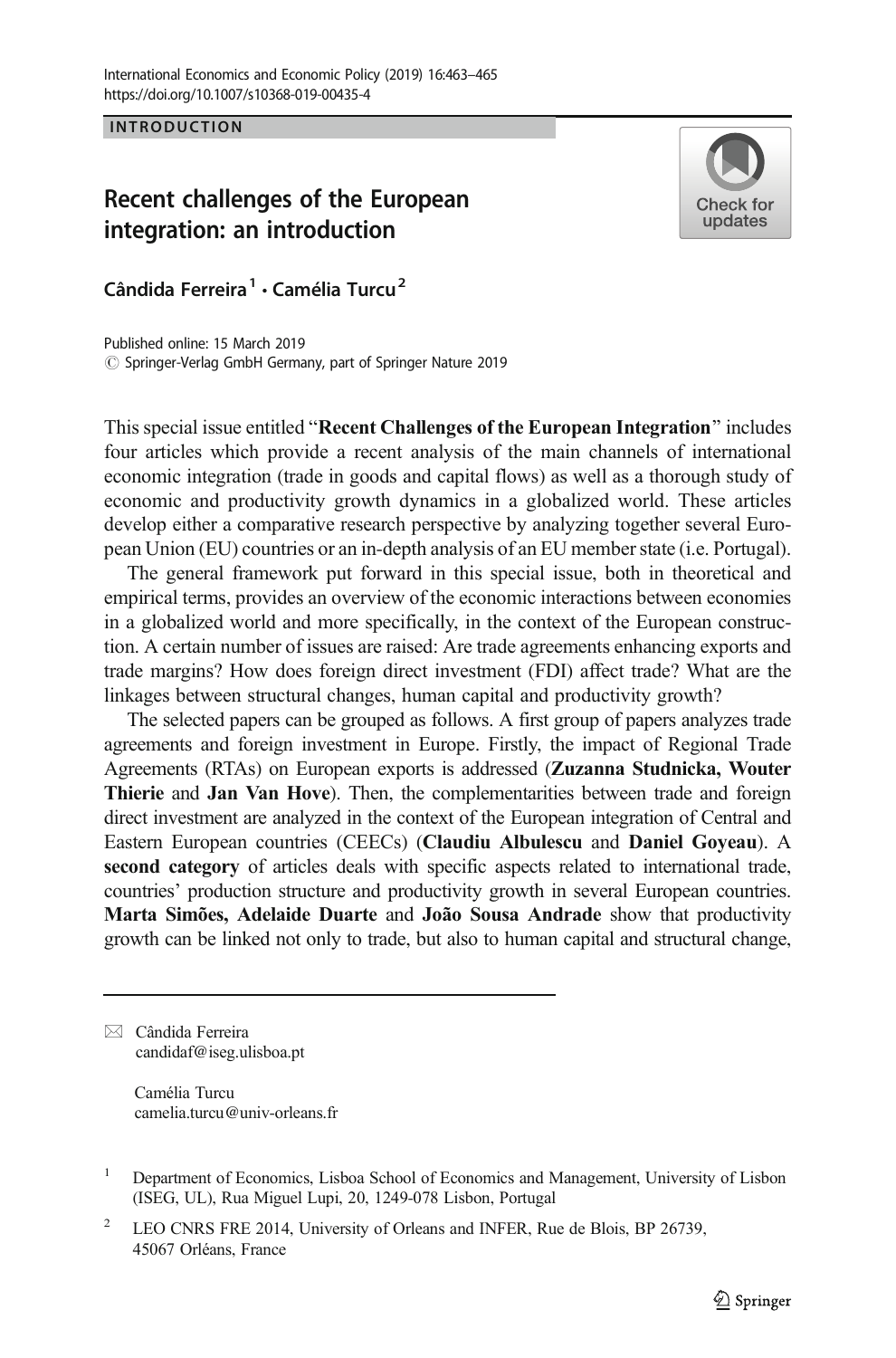INTRODUCTION

# Recent challenges of the European integration: an introduction

Cândida Ferreira[1] · Camélia Turcu[2]

Published online: 15 March 2019
© Springer-Verlag GmbH Germany, part of Springer Nature 2019

This special issue entitled "**Recent Challenges of the European Integration**" includes four articles which provide a recent analysis of the main channels of international economic integration (trade in goods and capital flows) as well as a thorough study of economic and productivity growth dynamics in a globalized world. These articles develop either a comparative research perspective by analyzing together several European Union (EU) countries or an in-depth analysis of an EU member state (i.e. Portugal).

The general framework put forward in this special issue, both in theoretical and empirical terms, provides an overview of the economic interactions between economies in a globalized world and more specifically, in the context of the European construction. A certain number of issues are raised: Are trade agreements enhancing exports and trade margins? How does foreign direct investment (FDI) affect trade? What are the linkages between structural changes, human capital and productivity growth?

The selected papers can be grouped as follows. A first group of papers analyzes trade agreements and foreign investment in Europe. Firstly, the impact of Regional Trade Agreements (RTAs) on European exports is addressed (**Zuzanna Studnicka, Wouter Thierie** and **Jan Van Hove**). Then, the complementarities between trade and foreign direct investment are analyzed in the context of the European integration of Central and Eastern European countries (CEECs) (**Claudiu Albulescu** and **Daniel Goyeau**). A **second category** of articles deals with specific aspects related to international trade, countries' production structure and productivity growth in several European countries. **Marta Simões, Adelaide Duarte** and **João Sousa Andrade** show that productivity growth can be linked not only to trade, but also to human capital and structural change,

✉ Cândida Ferreira
candidaf@iseg.ulisboa.pt

Camélia Turcu
camelia.turcu@univ-orleans.fr

[1] Department of Economics, Lisboa School of Economics and Management, University of Lisbon (ISEG, UL), Rua Miguel Lupi, 20, 1249-078 Lisbon, Portugal

[2] LEO CNRS FRE 2014, University of Orleans and INFER, Rue de Blois, BP 26739, 45067 Orléans, France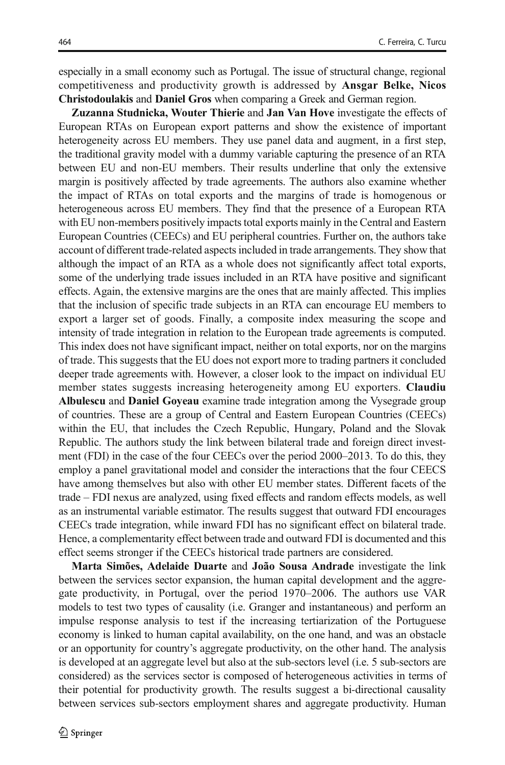especially in a small economy such as Portugal. The issue of structural change, regional competitiveness and productivity growth is addressed by **Ansgar Belke, Nicos Christodoulakis** and **Daniel Gros** when comparing a Greek and German region.

**Zuzanna Studnicka, Wouter Thierie** and **Jan Van Hove** investigate the effects of European RTAs on European export patterns and show the existence of important heterogeneity across EU members. They use panel data and augment, in a first step, the traditional gravity model with a dummy variable capturing the presence of an RTA between EU and non-EU members. Their results underline that only the extensive margin is positively affected by trade agreements. The authors also examine whether the impact of RTAs on total exports and the margins of trade is homogenous or heterogeneous across EU members. They find that the presence of a European RTA with EU non-members positively impacts total exports mainly in the Central and Eastern European Countries (CEECs) and EU peripheral countries. Further on, the authors take account of different trade-related aspects included in trade arrangements. They show that although the impact of an RTA as a whole does not significantly affect total exports, some of the underlying trade issues included in an RTA have positive and significant effects. Again, the extensive margins are the ones that are mainly affected. This implies that the inclusion of specific trade subjects in an RTA can encourage EU members to export a larger set of goods. Finally, a composite index measuring the scope and intensity of trade integration in relation to the European trade agreements is computed. This index does not have significant impact, neither on total exports, nor on the margins of trade. This suggests that the EU does not export more to trading partners it concluded deeper trade agreements with. However, a closer look to the impact on individual EU member states suggests increasing heterogeneity among EU exporters. **Claudiu Albulescu** and **Daniel Goyeau** examine trade integration among the Vysegrade group of countries. These are a group of Central and Eastern European Countries (CEECs) within the EU, that includes the Czech Republic, Hungary, Poland and the Slovak Republic. The authors study the link between bilateral trade and foreign direct investment (FDI) in the case of the four CEECs over the period 2000–2013. To do this, they employ a panel gravitational model and consider the interactions that the four CEECS have among themselves but also with other EU member states. Different facets of the trade – FDI nexus are analyzed, using fixed effects and random effects models, as well as an instrumental variable estimator. The results suggest that outward FDI encourages CEECs trade integration, while inward FDI has no significant effect on bilateral trade. Hence, a complementarity effect between trade and outward FDI is documented and this effect seems stronger if the CEECs historical trade partners are considered.

**Marta Simões, Adelaide Duarte** and **João Sousa Andrade** investigate the link between the services sector expansion, the human capital development and the aggregate productivity, in Portugal, over the period 1970–2006. The authors use VAR models to test two types of causality (i.e. Granger and instantaneous) and perform an impulse response analysis to test if the increasing tertiarization of the Portuguese economy is linked to human capital availability, on the one hand, and was an obstacle or an opportunity for country's aggregate productivity, on the other hand. The analysis is developed at an aggregate level but also at the sub-sectors level (i.e. 5 sub-sectors are considered) as the services sector is composed of heterogeneous activities in terms of their potential for productivity growth. The results suggest a bi-directional causality between services sub-sectors employment shares and aggregate productivity. Human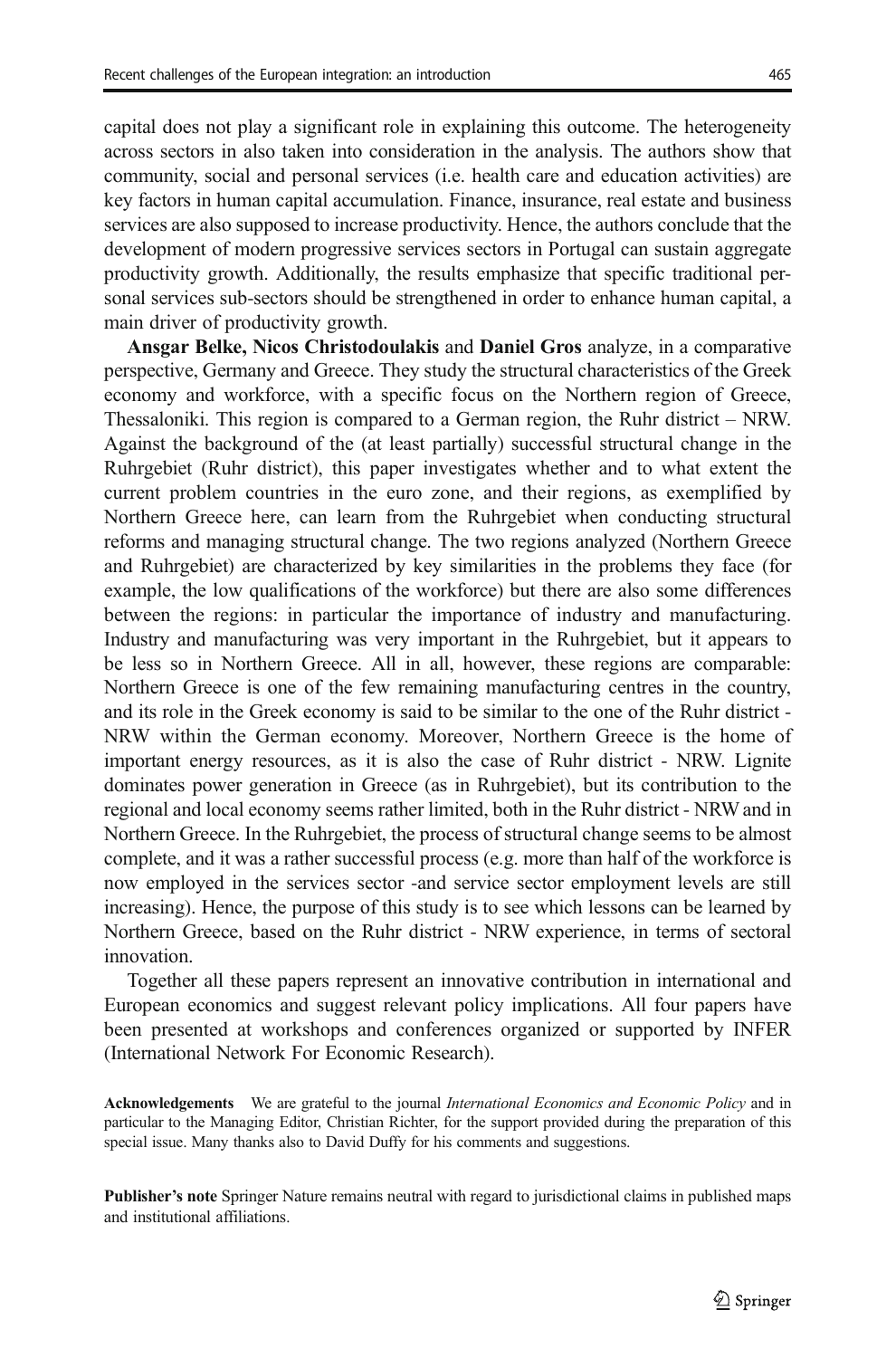capital does not play a significant role in explaining this outcome. The heterogeneity across sectors in also taken into consideration in the analysis. The authors show that community, social and personal services (i.e. health care and education activities) are key factors in human capital accumulation. Finance, insurance, real estate and business services are also supposed to increase productivity. Hence, the authors conclude that the development of modern progressive services sectors in Portugal can sustain aggregate productivity growth. Additionally, the results emphasize that specific traditional personal services sub-sectors should be strengthened in order to enhance human capital, a main driver of productivity growth.

**Ansgar Belke, Nicos Christodoulakis** and **Daniel Gros** analyze, in a comparative perspective, Germany and Greece. They study the structural characteristics of the Greek economy and workforce, with a specific focus on the Northern region of Greece, Thessaloniki. This region is compared to a German region, the Ruhr district – NRW. Against the background of the (at least partially) successful structural change in the Ruhrgebiet (Ruhr district), this paper investigates whether and to what extent the current problem countries in the euro zone, and their regions, as exemplified by Northern Greece here, can learn from the Ruhrgebiet when conducting structural reforms and managing structural change. The two regions analyzed (Northern Greece and Ruhrgebiet) are characterized by key similarities in the problems they face (for example, the low qualifications of the workforce) but there are also some differences between the regions: in particular the importance of industry and manufacturing. Industry and manufacturing was very important in the Ruhrgebiet, but it appears to be less so in Northern Greece. All in all, however, these regions are comparable: Northern Greece is one of the few remaining manufacturing centres in the country, and its role in the Greek economy is said to be similar to the one of the Ruhr district - NRW within the German economy. Moreover, Northern Greece is the home of important energy resources, as it is also the case of Ruhr district - NRW. Lignite dominates power generation in Greece (as in Ruhrgebiet), but its contribution to the regional and local economy seems rather limited, both in the Ruhr district - NRW and in Northern Greece. In the Ruhrgebiet, the process of structural change seems to be almost complete, and it was a rather successful process (e.g. more than half of the workforce is now employed in the services sector -and service sector employment levels are still increasing). Hence, the purpose of this study is to see which lessons can be learned by Northern Greece, based on the Ruhr district - NRW experience, in terms of sectoral innovation.

Together all these papers represent an innovative contribution in international and European economics and suggest relevant policy implications. All four papers have been presented at workshops and conferences organized or supported by INFER (International Network For Economic Research).

**Acknowledgements** We are grateful to the journal *International Economics and Economic Policy* and in particular to the Managing Editor, Christian Richter, for the support provided during the preparation of this special issue. Many thanks also to David Duffy for his comments and suggestions.

**Publisher's note** Springer Nature remains neutral with regard to jurisdictional claims in published maps and institutional affiliations.